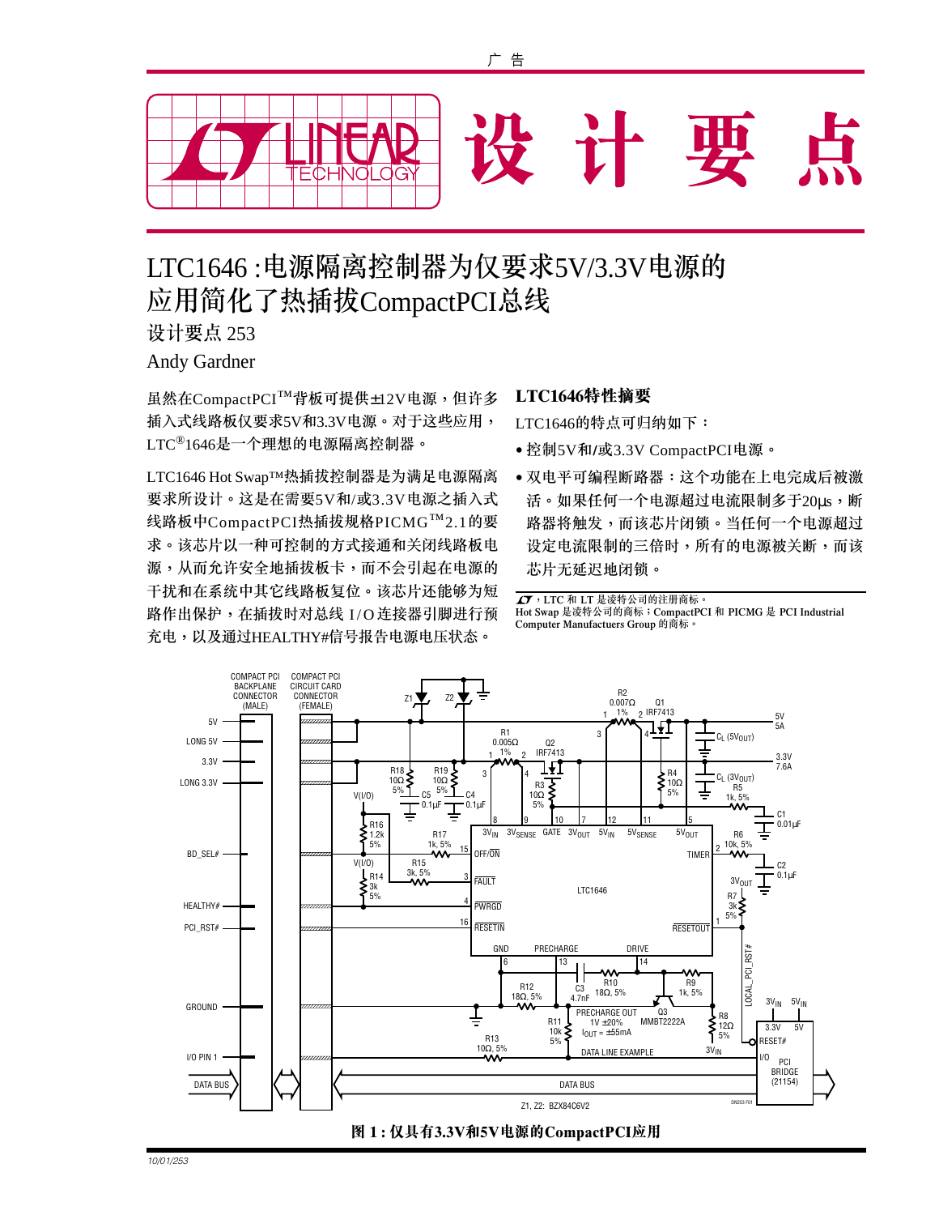广 告

# 设 计 要 点

## LTC1646 :电源隔离控制器为仅要求5V/3.3V电源的应用简化了热插拔CompactPCI总线

设计要点 253

Andy Gardner

虽然在CompactPCI™背板可提供±12V电源，但许多插入式线路板仅要求5V和3.3V电源。对于这些应用，LTC®1646是一个理想的电源隔离控制器。

LTC1646 Hot Swap™热插拔控制器是为满足电源隔离要求所设计。这是在需要5V和/或3.3V电源之插入式线路板中CompactPCI热插拔规格PICMG™2.1的要求。该芯片以一种可控制的方式接通和关闭线路板电源，从而允许安全地插拔板卡，而不会引起在电源的干扰和在系统中其它线路板复位。该芯片还能够为短路作出保护，在插拔时对总线I/O连接器引脚进行预充电，以及通过HEALTHY#信号报告电源电压状态。

### LTC1646特性摘要

LTC1646的特点可归纳如下：

- 控制5V和/或3.3V CompactPCI电源。
- 双电平可编程断路器：这个功能在上电完成后被激活。如果任何一个电源超过电流限制多于20μs，断路器将触发，而该芯片闭锁。当任何一个电源超过设定电流限制的三倍时，所有的电源被关断，而该芯片无延迟地闭锁。

LT，LTC 和 LT 是凌特公司的注册商标。
Hot Swap 是凌特公司的商标；CompactPCI 和 PICMG 是 PCI Industrial Computer Manufactuers Group 的商标。

**图 1：仅具有3.3V和5V电源的CompactPCI应用**

10/01/253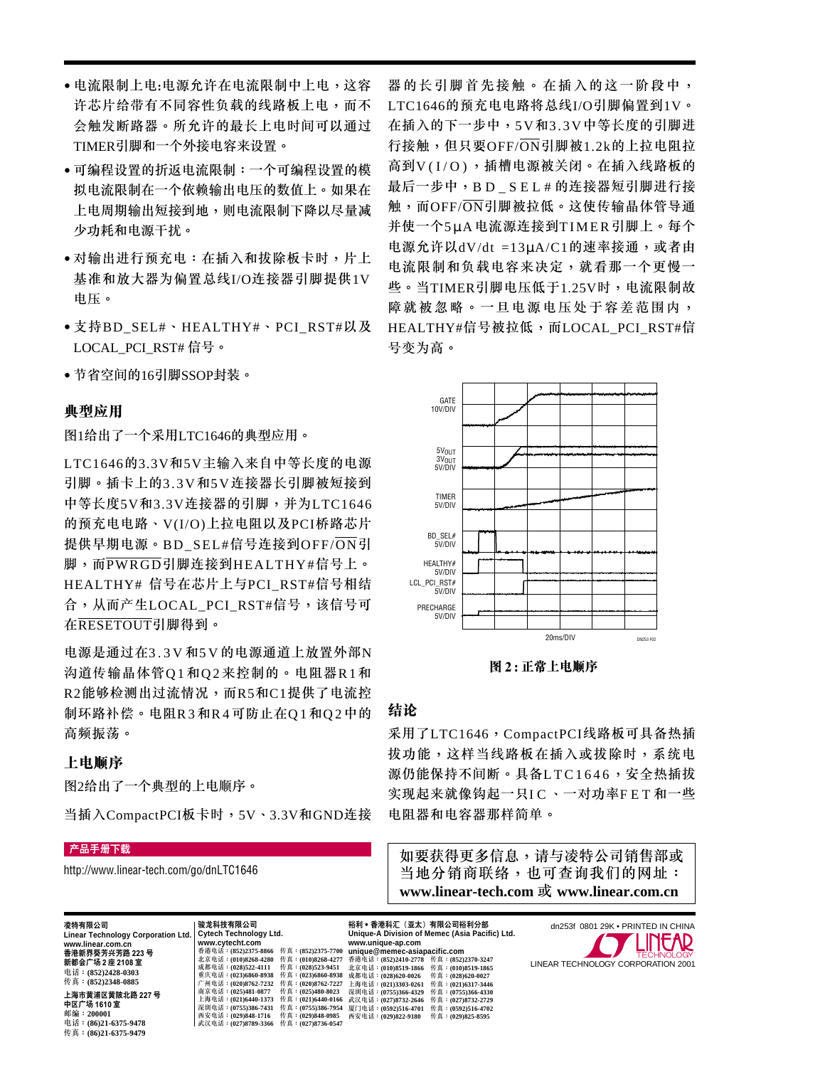- 电流限制上电:电源允许在电流限制中上电，这容许芯片给带有不同容性负载的线路板上电，而不会触发断路器。所允许的最长上电时间可以通过TIMER引脚和一个外接电容来设置。
- 可编程设置的折返电流限制：一个可编程设置的模拟电流限制在一个依赖输出电压的数值上。如果在上电周期输出短接到地，则电流限制下降以尽量减少功耗和电源干扰。
- 对输出进行预充电：在插入和拔除板卡时，片上基准和放大器为偏置总线I/O连接器引脚提供1V电压。
- 支持BD_SEL#、HEALTHY#、PCI_RST#以及LOCAL_PCI_RST#信号。
- 节省空间的16引脚SSOP封装。

## 典型应用

图1给出了一个采用LTC1646的典型应用。

LTC1646的3.3V和5V主输入来自中等长度的电源引脚。插卡上的3.3V和5V连接器长引脚被短接到中等长度5V和3.3V连接器的引脚，并为LTC1646的预充电电路、V(I/O)上拉电阻以及PCI桥路芯片提供早期电源。BD_SEL#信号连接到OFF/$\overline{ON}$引脚，而$\overline{PWRGD}$引脚连接到HEALTHY#信号上。HEALTHY# 信号在芯片上与PCI_RST#信号相结合，从而产生LOCAL_PCI_RST#信号，该信号可在RESETOUT引脚得到。

电源是通过在3.3V和5V的电源通道上放置外部N沟道传输晶体管Q1和Q2来控制的。电阻器R1和R2能够检测出过流情况，而R5和C1提供了电流控制环路补偿。电阻R3和R4可防止在Q1和Q2中的高频振荡。

## 上电顺序

图2给出了一个典型的上电顺序。

当插入CompactPCI板卡时，5V、3.3V和GND连接器的长引脚首先接触。在插入的这一阶段中，LTC1646的预充电电路将总线I/O引脚偏置到1V。在插入的下一步中，5V和3.3V中等长度的引脚进行接触，但只要OFF/$\overline{ON}$引脚被1.2k的上拉电阻拉高到V(I/O)，插槽电源被关闭。在插入线路板的最后一步中，BD_SEL#的连接器短引脚进行接触，而OFF/$\overline{ON}$引脚被拉低。这使传输晶体管导通并使一个5μA电流源连接到TIMER引脚上。每个电源允许以dV/dt =13μA/C1的速率接通，或者由电流限制和负载电容来决定，就看那一个更慢一些。当TIMER引脚电压低于1.25V时，电流限制故障就被忽略。一旦电源电压处于容差范围内，HEALTHY#信号被拉低，而LOCAL_PCI_RST#信号变为高。

GATE
10V/DIV
$5V_{OUT}$
$3V_{OUT}$
5V/DIV
TIMER
5V/DIV
BD_SEL#
5V/DIV
HEALTHY#
5V/DIV
LCL_PCI_RST#
5V/DIV
PRECHARGE
5V/DIV
20ms/DIV
DN253 F02

**图 2 : 正常上电顺序**

## 结论

采用了LTC1646，CompactPCI线路板可具备热插拔功能，这样当线路板在插入或拔除时，系统电源仍能保持不间断。具备LTC1646，安全热插拔实现起来就像钩起一只IC、一对功率FET和一些电阻器和电容器那样简单。

**产品手册下载**

http://www.linear-tech.com/go/dnLTC1646

如要获得更多信息，请与凌特公司销售部或当地分销商联络，也可查询我们的网址：**www.linear-tech.com** 或 **www.linear.com.cn**

**凌特有限公司**
**Linear Technology Corporation Ltd.**
**www.linear.com.cn**
**香港新界葵芳兴芳路 223 号**
**新都会广场 2 座 2108 室**
电话：(852)2428-0303
传真：(852)2348-0885

**上海市黄浦区黄陂北路 227 号**
**中区广场 1610 室**
邮编：200001
电话：(86)21-6375-9478
传真：(86)21-6375-9479

**骏龙科技有限公司**
**Cytech Technology Ltd.**
**www.cytecht.com**
香港电话：(852)2375-8866 传真：(852)2375-7700
北京电话：(010)8268-4280 传真：(010)8268-4277
成都电话：(028)522-4111 传真：(028)523-9451
重庆电话：(023)6860-8938 传真：(023)6860-8938
广州电话：(020)8762-7232 传真：(020)8762-7227
南京电话：(025)481-0877 传真：(025)480-8023
上海电话：(021)6440-1373 传真：(021)6440-0166
深圳电话：(0755)386-7431 传真：(0755)386-7954
西安电话：(029)848-1716 传真：(029)848-0985
武汉电话：(027)8789-3366 传真：(027)8736-0547

**裕利 • 香港科汇（亚太）有限公司裕利分部**
**Unique-A Division of Memec (Asia Pacific) Ltd.**
**www.unique-ap.com**
**unique@memec-asiapacific.com**
香港电话：(852)2410-2778 传真：(852)2370-3247
北京电话：(010)8519-1866 传真：(010)8519-1865
成都电话：(028)620-0026 传真：(028)620-0027
上海电话：(021)3303-0261 传真：(021)6317-3446
深圳电话：(0755)366-4329 传真：(0755)366-4330
武汉电话：(027)8732-2646 传真：(027)8732-2729
厦门电话：(0592)516-4701 传真：(0592)516-4702
西安电话：(029)822-9180 传真：(029)825-8595

dn253f 0801 29K • PRINTED IN CHINA

LINEAR TECHNOLOGY CORPORATION 2001